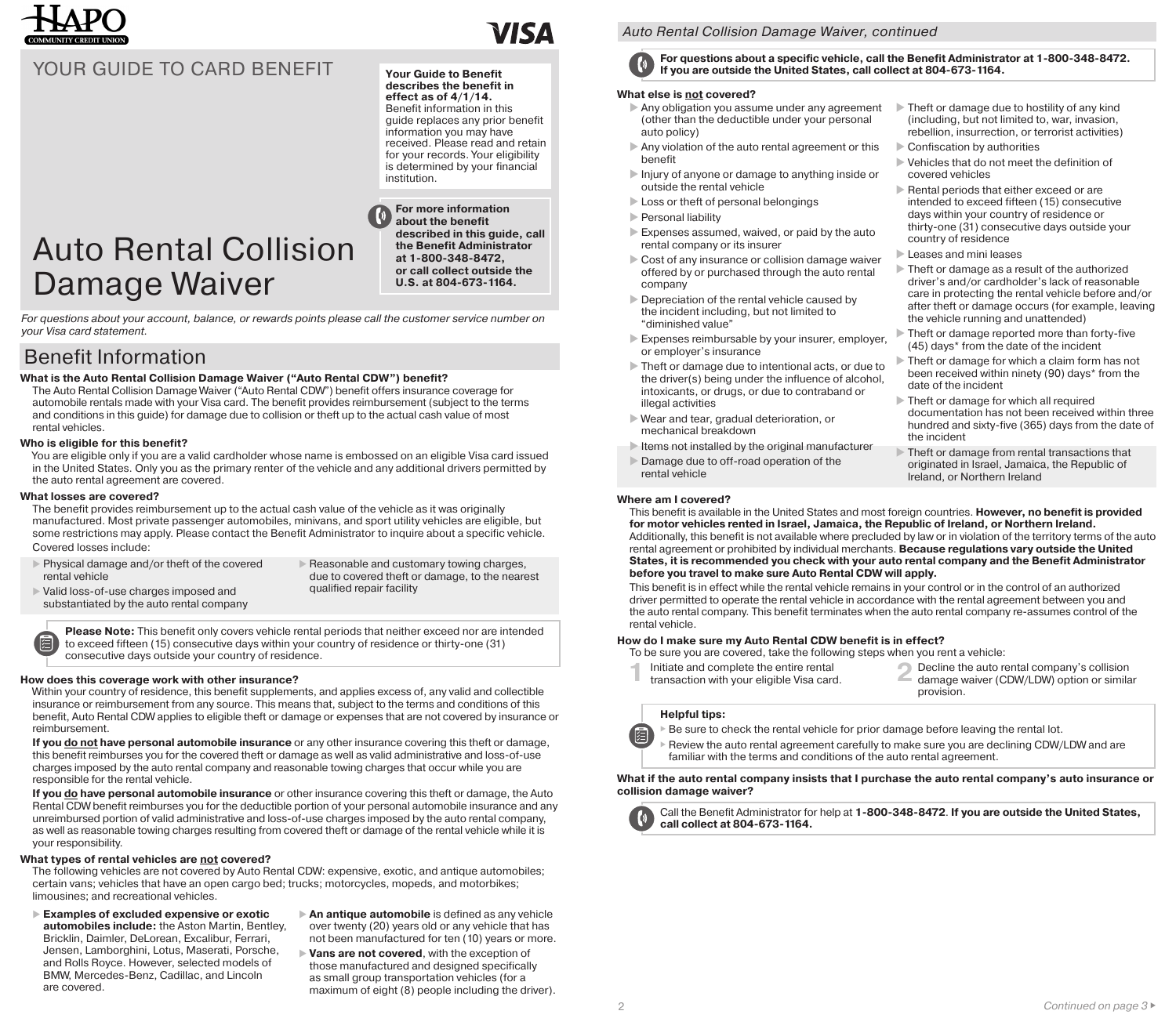HAPO COMMUNITY CREDIT UNION

VISA

# YOUR GUIDE TO CARD BENEFIT

# Auto Rental Collision Damage Waiver

**Your Guide to Benefit describes the benefit in effect as of 4/1/14.** Benefit information in this guide replaces any prior benefit information you may have received. Please read and retain for your records. Your eligibility is determined by your financial institution.

**For more information about the benefit described in this guide, call the Benefit Administrator at 1-800-348-8472, or call collect outside the U.S. at 804-673-1164.**

*For questions about your account, balance, or rewards points please call the customer service number on your Visa card statement.*

## Benefit Information

**What is the Auto Rental Collision Damage Waiver ("Auto Rental CDW") benefit?**

The Auto Rental Collision Damage Waiver ("Auto Rental CDW") benefit offers insurance coverage for automobile rentals made with your Visa card. The benefit provides reimbursement (subject to the terms and conditions in this guide) for damage due to collision or theft up to the actual cash value of most rental vehicles.

**Who is eligible for this benefit?**

You are eligible only if you are a valid cardholder whose name is embossed on an eligible Visa card issued in the United States. Only you as the primary renter of the vehicle and any additional drivers permitted by the auto rental agreement are covered.

**What losses are covered?**

The benefit provides reimbursement up to the actual cash value of the vehicle as it was originally manufactured. Most private passenger automobiles, minivans, and sport utility vehicles are eligible, but some restrictions may apply. Please contact the Benefit Administrator to inquire about a specific vehicle.

Covered losses include:

- Physical damage and/or theft of the covered rental vehicle
- Valid loss-of-use charges imposed and substantiated by the auto rental company
- Reasonable and customary towing charges, due to covered theft or damage, to the nearest qualified repair facility

**Please Note:** This benefit only covers vehicle rental periods that neither exceed nor are intended to exceed fifteen (15) consecutive days within your country of residence or thirty-one (31) consecutive days outside your country of residence.

**How does this coverage work with other insurance?**

Within your country of residence, this benefit supplements, and applies excess of, any valid and collectible insurance or reimbursement from any source. This means that, subject to the terms and conditions of this benefit, Auto Rental CDW applies to eligible theft or damage or expenses that are not covered by insurance or reimbursement.

**If you do not have personal automobile insurance** or any other insurance covering this theft or damage, this benefit reimburses you for the covered theft or damage as well as valid administrative and loss-of-use charges imposed by the auto rental company and reasonable towing charges that occur while you are responsible for the rental vehicle.

**If you do have personal automobile insurance** or other insurance covering this theft or damage, the Auto Rental CDW benefit reimburses you for the deductible portion of your personal automobile insurance and any unreimbursed portion of valid administrative and loss-of-use charges imposed by the auto rental company, as well as reasonable towing charges resulting from covered theft or damage of the rental vehicle while it is your responsibility.

**What types of rental vehicles are not covered?**

The following vehicles are not covered by Auto Rental CDW: expensive, exotic, and antique automobiles; certain vans; vehicles that have an open cargo bed; trucks; motorcycles, mopeds, and motorbikes; limousines; and recreational vehicles.

- **Examples of excluded expensive or exotic automobiles include:** the Aston Martin, Bentley, Bricklin, Daimler, DeLorean, Excalibur, Ferrari, Jensen, Lamborghini, Lotus, Maserati, Porsche, and Rolls Royce. However, selected models of BMW, Mercedes-Benz, Cadillac, and Lincoln are covered.
- **An antique automobile** is defined as any vehicle over twenty (20) years old or any vehicle that has not been manufactured for ten (10) years or more.
- **Vans are not covered**, with the exception of those manufactured and designed specifically as small group transportation vehicles (for a maximum of eight (8) people including the driver).

*Auto Rental Collision Damage Waiver, continued*

**For questions about a specific vehicle, call the Benefit Administrator at 1-800-348-8472. If you are outside the United States, call collect at 804-673-1164.**

**What else is not covered?**

- Any obligation you assume under any agreement (other than the deductible under your personal auto policy)
- Any violation of the auto rental agreement or this benefit
- Injury of anyone or damage to anything inside or outside the rental vehicle
- Loss or theft of personal belongings
- Personal liability
- Expenses assumed, waived, or paid by the auto rental company or its insurer
- Cost of any insurance or collision damage waiver offered by or purchased through the auto rental company
- Depreciation of the rental vehicle caused by the incident including, but not limited to "diminished value"
- Expenses reimbursable by your insurer, employer, or employer's insurance
- Theft or damage due to intentional acts, or due to the driver(s) being under the influence of alcohol, intoxicants, or drugs, or due to contraband or illegal activities
- Wear and tear, gradual deterioration, or mechanical breakdown
- Items not installed by the original manufacturer
- Damage due to off-road operation of the rental vehicle
- Theft or damage due to hostility of any kind (including, but not limited to, war, invasion, rebellion, insurrection, or terrorist activities)
- Confiscation by authorities
- Vehicles that do not meet the definition of covered vehicles
- Rental periods that either exceed or are intended to exceed fifteen (15) consecutive days within your country of residence or thirty-one (31) consecutive days outside your country of residence
- Leases and mini leases
- Theft or damage as a result of the authorized driver's and/or cardholder's lack of reasonable care in protecting the rental vehicle before and/or after theft or damage occurs (for example, leaving the vehicle running and unattended)
- Theft or damage reported more than forty-five (45) days* from the date of the incident
- Theft or damage for which a claim form has not been received within ninety (90) days* from the date of the incident
- Theft or damage for which all required documentation has not been received within three hundred and sixty-five (365) days from the date of the incident
- Theft or damage from rental transactions that originated in Israel, Jamaica, the Republic of Ireland, or Northern Ireland

**Where am I covered?**

This benefit is available in the United States and most foreign countries. **However, no benefit is provided for motor vehicles rented in Israel, Jamaica, the Republic of Ireland, or Northern Ireland.** Additionally, this benefit is not available where precluded by law or in violation of the territory terms of the auto rental agreement or prohibited by individual merchants. **Because regulations vary outside the United States, it is recommended you check with your auto rental company and the Benefit Administrator before you travel to make sure Auto Rental CDW will apply.**

This benefit is in effect while the rental vehicle remains in your control or in the control of an authorized driver permitted to operate the rental vehicle in accordance with the rental agreement between you and the auto rental company. This benefit terminates when the auto rental company re-assumes control of the rental vehicle.

**How do I make sure my Auto Rental CDW benefit is in effect?**

To be sure you are covered, take the following steps when you rent a vehicle:

1. Initiate and complete the entire rental transaction with your eligible Visa card.
2. Decline the auto rental company's collision damage waiver (CDW/LDW) option or similar provision.

**Helpful tips:**

- Be sure to check the rental vehicle for prior damage before leaving the rental lot.
- Review the auto rental agreement carefully to make sure you are declining CDW/LDW and are familiar with the terms and conditions of the auto rental agreement.

**What if the auto rental company insists that I purchase the auto rental company's auto insurance or collision damage waiver?**

Call the Benefit Administrator for help at **1-800-348-8472**. **If you are outside the United States, call collect at 804-673-1164.**

*Continued on page 3*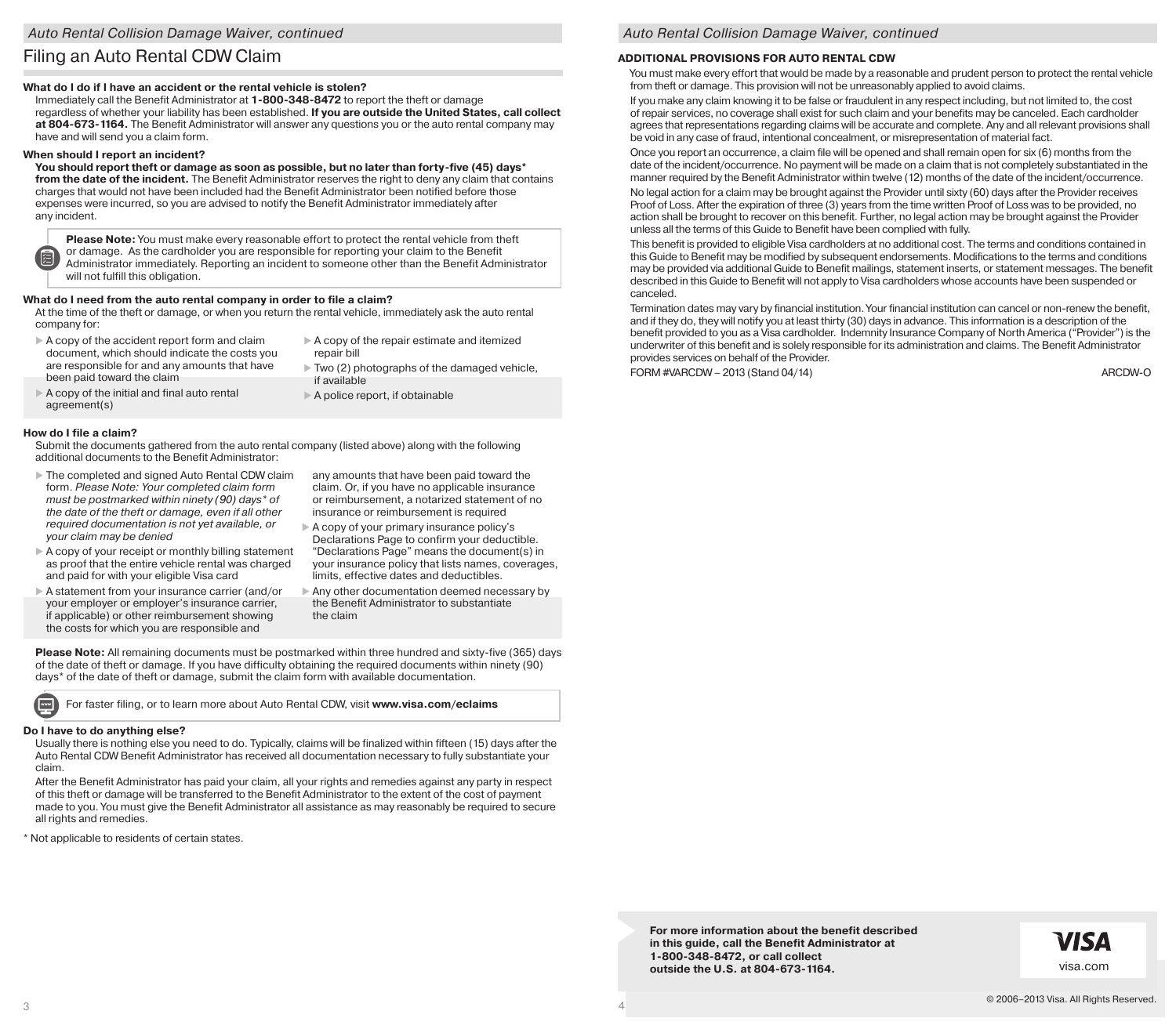## Filing an Auto Rental CDW Claim

**What do I do if I have an accident or the rental vehicle is stolen?**

Immediately call the Benefit Administrator at **1-800-348-8472** to report the theft or damage regardless of whether your liability has been established. **If you are outside the United States, call collect at 804-673-1164.** The Benefit Administrator will answer any questions you or the auto rental company may have and will send you a claim form.

**When should I report an incident?**

**You should report theft or damage as soon as possible, but no later than forty-five (45) days\* from the date of the incident.** The Benefit Administrator reserves the right to deny any claim that contains charges that would not have been included had the Benefit Administrator been notified before those expenses were incurred, so you are advised to notify the Benefit Administrator immediately after any incident.

**Please Note:** You must make every reasonable effort to protect the rental vehicle from theft or damage. As the cardholder you are responsible for reporting your claim to the Benefit Administrator immediately. Reporting an incident to someone other than the Benefit Administrator will not fulfill this obligation.

**What do I need from the auto rental company in order to file a claim?**

At the time of the theft or damage, or when you return the rental vehicle, immediately ask the auto rental company for:

- A copy of the accident report form and claim document, which should indicate the costs you are responsible for and any amounts that have been paid toward the claim
- A copy of the initial and final auto rental agreement(s)
- A copy of the repair estimate and itemized repair bill
- Two (2) photographs of the damaged vehicle, if available
- A police report, if obtainable

**How do I file a claim?**

Submit the documents gathered from the auto rental company (listed above) along with the following additional documents to the Benefit Administrator:

- The completed and signed Auto Rental CDW claim form. *Please Note: Your completed claim form must be postmarked within ninety (90) days\* of the date of the theft or damage, even if all other required documentation is not yet available, or your claim may be denied*
- A copy of your receipt or monthly billing statement as proof that the entire vehicle rental was charged and paid for with your eligible Visa card
- A statement from your insurance carrier (and/or your employer or employer's insurance carrier, if applicable) or other reimbursement showing the costs for which you are responsible and any amounts that have been paid toward the claim. Or, if you have no applicable insurance or reimbursement, a notarized statement of no insurance or reimbursement is required
- A copy of your primary insurance policy's Declarations Page to confirm your deductible. "Declarations Page" means the document(s) in your insurance policy that lists names, coverages, limits, effective dates and deductibles.
- Any other documentation deemed necessary by the Benefit Administrator to substantiate the claim

**Please Note:** All remaining documents must be postmarked within three hundred and sixty-five (365) days of the date of theft or damage. If you have difficulty obtaining the required documents within ninety (90) days\* of the date of theft or damage, submit the claim form with available documentation.

For faster filing, or to learn more about Auto Rental CDW, visit **www.visa.com/eclaims**

**Do I have to do anything else?**

Usually there is nothing else you need to do. Typically, claims will be finalized within fifteen (15) days after the Auto Rental CDW Benefit Administrator has received all documentation necessary to fully substantiate your claim.

After the Benefit Administrator has paid your claim, all your rights and remedies against any party in respect of this theft or damage will be transferred to the Benefit Administrator to the extent of the cost of payment made to you. You must give the Benefit Administrator all assistance as may reasonably be required to secure all rights and remedies.

\* Not applicable to residents of certain states.

### ADDITIONAL PROVISIONS FOR AUTO RENTAL CDW

You must make every effort that would be made by a reasonable and prudent person to protect the rental vehicle from theft or damage. This provision will not be unreasonably applied to avoid claims.

If you make any claim knowing it to be false or fraudulent in any respect including, but not limited to, the cost of repair services, no coverage shall exist for such claim and your benefits may be canceled. Each cardholder agrees that representations regarding claims will be accurate and complete. Any and all relevant provisions shall be void in any case of fraud, intentional concealment, or misrepresentation of material fact.

Once you report an occurrence, a claim file will be opened and shall remain open for six (6) months from the date of the incident/occurrence. No payment will be made on a claim that is not completely substantiated in the manner required by the Benefit Administrator within twelve (12) months of the date of the incident/occurrence.

No legal action for a claim may be brought against the Provider until sixty (60) days after the Provider receives Proof of Loss. After the expiration of three (3) years from the time written Proof of Loss was to be provided, no action shall be brought to recover on this benefit. Further, no legal action may be brought against the Provider unless all the terms of this Guide to Benefit have been complied with fully.

This benefit is provided to eligible Visa cardholders at no additional cost. The terms and conditions contained in this Guide to Benefit may be modified by subsequent endorsements. Modifications to the terms and conditions may be provided via additional Guide to Benefit mailings, statement inserts, or statement messages. The benefit described in this Guide to Benefit will not apply to Visa cardholders whose accounts have been suspended or canceled.

Termination dates may vary by financial institution. Your financial institution can cancel or non-renew the benefit, and if they do, they will notify you at least thirty (30) days in advance. This information is a description of the benefit provided to you as a Visa cardholder. Indemnity Insurance Company of North America ("Provider") is the underwriter of this benefit and is solely responsible for its administration and claims. The Benefit Administrator provides services on behalf of the Provider.

FORM #VARCDW – 2013 (Stand 04/14) ARCDW-O

**For more information about the benefit described in this guide, call the Benefit Administrator at 1-800-348-8472, or call collect outside the U.S. at 804-673-1164.**

VISA
visa.com

© 2006–2013 Visa. All Rights Reserved.